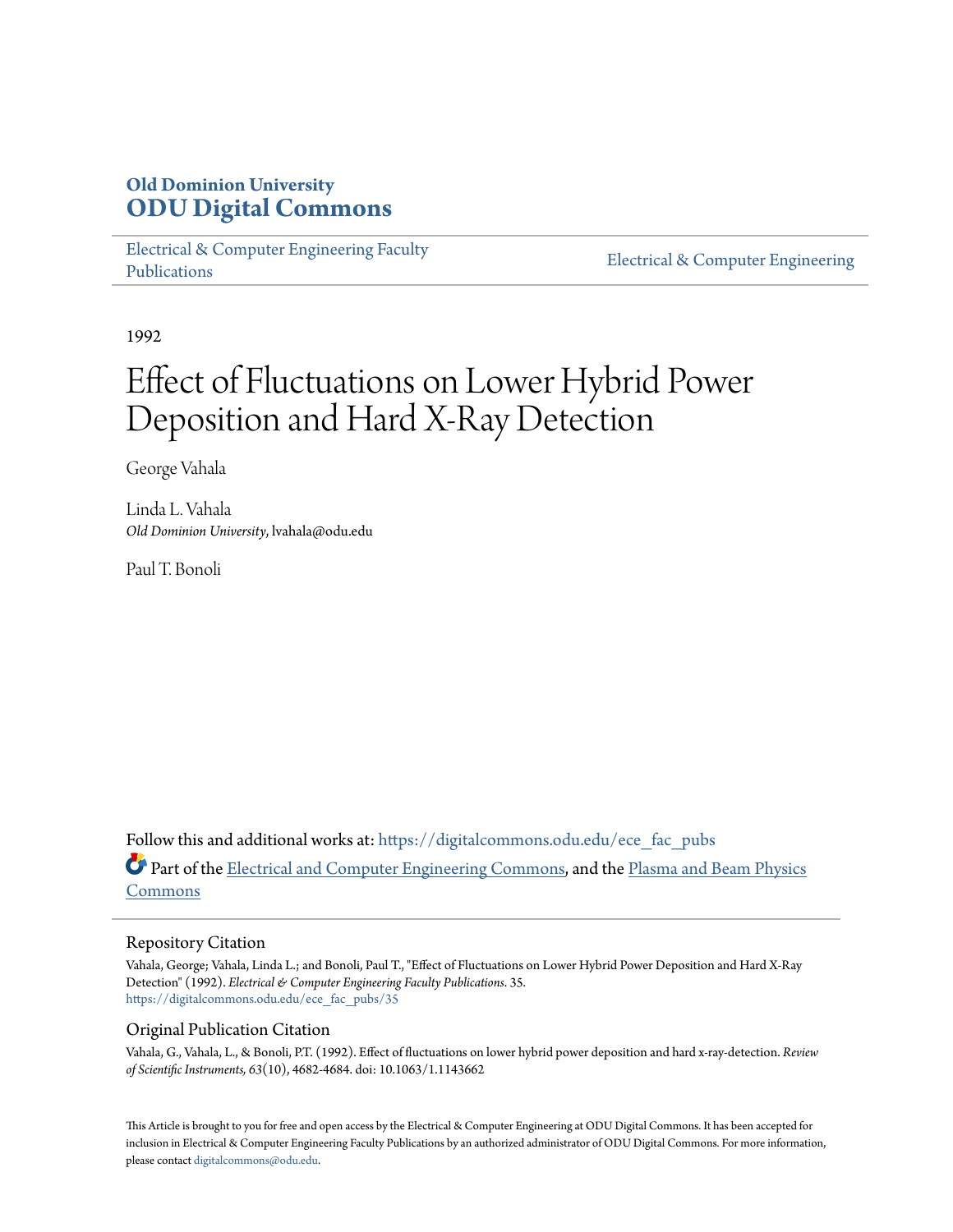**Old Dominion University**
**ODU Digital Commons**

Electrical & Computer Engineering Faculty Publications | Electrical & Computer Engineering

1992

# Effect of Fluctuations on Lower Hybrid Power Deposition and Hard X-Ray Detection

George Vahala

Linda L. Vahala
*Old Dominion University*, lvahala@odu.edu

Paul T. Bonoli

Follow this and additional works at: https://digitalcommons.odu.edu/ece_fac_pubs

Part of the Electrical and Computer Engineering Commons, and the Plasma and Beam Physics Commons

## Repository Citation

Vahala, George; Vahala, Linda L.; and Bonoli, Paul T., "Effect of Fluctuations on Lower Hybrid Power Deposition and Hard X-Ray Detection" (1992). *Electrical & Computer Engineering Faculty Publications*. 35.
https://digitalcommons.odu.edu/ece_fac_pubs/35

## Original Publication Citation

Vahala, G., Vahala, L., & Bonoli, P.T. (1992). Effect of fluctuations on lower hybrid power deposition and hard x-ray-detection. *Review of Scientific Instruments, 63*(10), 4682-4684. doi: 10.1063/1.1143662

This Article is brought to you for free and open access by the Electrical & Computer Engineering at ODU Digital Commons. It has been accepted for inclusion in Electrical & Computer Engineering Faculty Publications by an authorized administrator of ODU Digital Commons. For more information, please contact digitalcommons@odu.edu.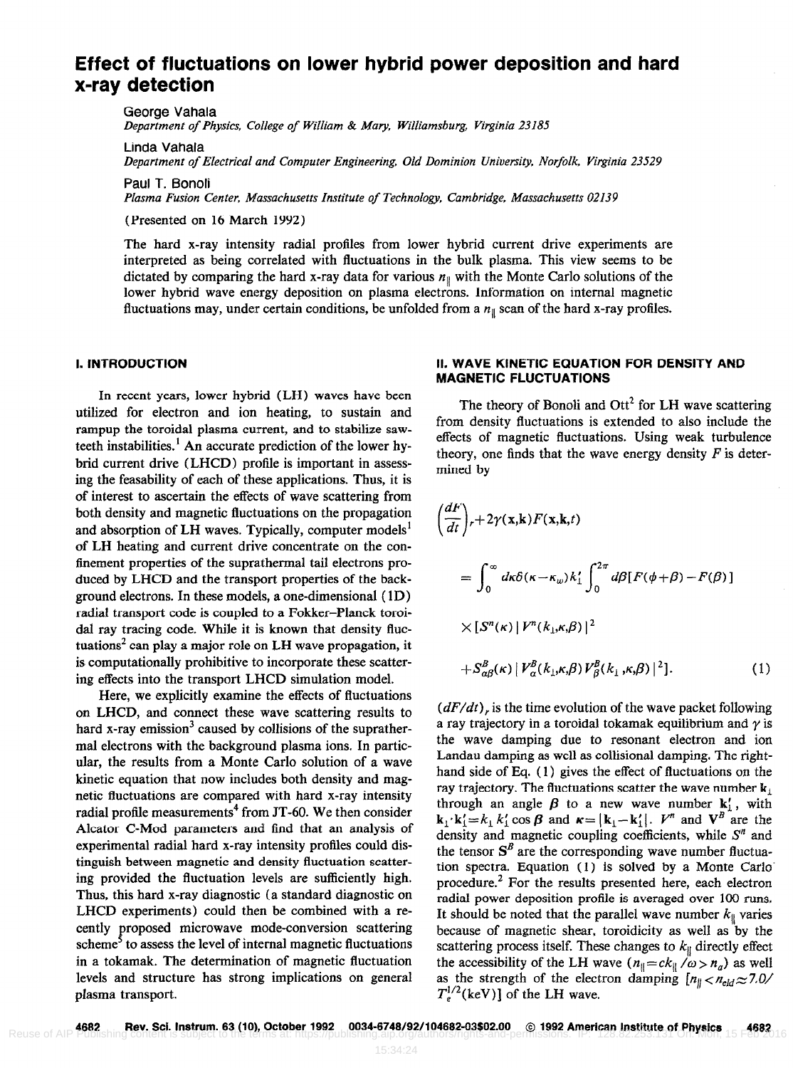# Effect of fluctuations on lower hybrid power deposition and hard x-ray detection

George Vahala
*Department of Physics, College of William & Mary, Williamsburg, Virginia 23185*

Linda Vahala
*Department of Electrical and Computer Engineering, Old Dominion University, Norfolk, Virginia 23529*

Paul T. Bonoli
*Plasma Fusion Center, Massachusetts Institute of Technology, Cambridge, Massachusetts 02139*

(Presented on 16 March 1992)

The hard x-ray intensity radial profiles from lower hybrid current drive experiments are interpreted as being correlated with fluctuations in the bulk plasma. This view seems to be dictated by comparing the hard x-ray data for various $n_\parallel$ with the Monte Carlo solutions of the lower hybrid wave energy deposition on plasma electrons. Information on internal magnetic fluctuations may, under certain conditions, be unfolded from a $n_\parallel$ scan of the hard x-ray profiles.

## I. INTRODUCTION

In recent years, lower hybrid (LH) waves have been utilized for electron and ion heating, to sustain and rampup the toroidal plasma current, and to stabilize sawteeth instabilities.[1] An accurate prediction of the lower hybrid current drive (LHCD) profile is important in assessing the feasability of each of these applications. Thus, it is of interest to ascertain the effects of wave scattering from both density and magnetic fluctuations on the propagation and absorption of LH waves. Typically, computer models[1] of LH heating and current drive concentrate on the confinement properties of the suprathermal tail electrons produced by LHCD and the transport properties of the background electrons. In these models, a one-dimensional (1D) radial transport code is coupled to a Fokker–Planck toroidal ray tracing code. While it is known that density fluctuations[2] can play a major role on LH wave propagation, it is computationally prohibitive to incorporate these scattering effects into the transport LHCD simulation model.

Here, we explicitly examine the effects of fluctuations on LHCD, and connect these wave scattering results to hard x-ray emission[3] caused by collisions of the suprathermal electrons with the background plasma ions. In particular, the results from a Monte Carlo solution of a wave kinetic equation that now includes both density and magnetic fluctuations are compared with hard x-ray intensity radial profile measurements[4] from JT-60. We then consider Alcator C-Mod parameters and find that an analysis of experimental radial hard x-ray intensity profiles could distinguish between magnetic and density fluctuation scattering provided the fluctuation levels are sufficiently high. Thus, this hard x-ray diagnostic (a standard diagnostic on LHCD experiments) could then be combined with a recently proposed microwave mode-conversion scattering scheme[5] to assess the level of internal magnetic fluctuations in a tokamak. The determination of magnetic fluctuation levels and structure has strong implications on general plasma transport.

## II. WAVE KINETIC EQUATION FOR DENSITY AND MAGNETIC FLUCTUATIONS

The theory of Bonoli and Ott[2] for LH wave scattering from density fluctuations is extended to also include the effects of magnetic fluctuations. Using weak turbulence theory, one finds that the wave energy density $F$ is determined by

$$\left(\frac{dF}{dt}\right)_r + 2\gamma(\mathbf{x},\mathbf{k})F(\mathbf{x},\mathbf{k},t)$$

$$= \int_0^\infty d\kappa\,\delta(\kappa-\kappa_w)k_\perp' \int_0^{2\pi} d\beta[F(\phi+\beta)-F(\beta)]$$

$$\times[S^n(\kappa)\,|V^n(k_\perp,\kappa,\beta)|^2$$

$$+S^B_{\alpha\beta}(\kappa)\,|V^B_\alpha(k_\perp,\kappa,\beta)V^B_\beta(k_\perp,\kappa,\beta)|^2]. \tag{1}$$

$(dF/dt)_r$ is the time evolution of the wave packet following a ray trajectory in a toroidal tokamak equilibrium and $\gamma$ is the wave damping due to resonant electron and ion Landau damping as well as collisional damping. The right-hand side of Eq. (1) gives the effect of fluctuations on the ray trajectory. The fluctuations scatter the wave number $\mathbf{k}_\perp$ through an angle $\boldsymbol{\beta}$ to a new wave number $\mathbf{k}_\perp'$, with $\mathbf{k}_\perp\cdot\mathbf{k}_\perp'=k_\perp k_\perp'\cos\boldsymbol{\beta}$ and $\boldsymbol{\kappa}=|\mathbf{k}_\perp-\mathbf{k}_\perp'|$. $V^n$ and $\mathbf{V}^B$ are the density and magnetic coupling coefficients, while $S^n$ and the tensor $\mathbf{S}^B$ are the corresponding wave number fluctuation spectra. Equation (1) is solved by a Monte Carlo procedure.[2] For the results presented here, each electron radial power deposition profile is averaged over 100 runs. It should be noted that the parallel wave number $k_\parallel$ varies because of magnetic shear, toroidicity as well as by the scattering process itself. These changes to $k_\parallel$ directly effect the accessibility of the LH wave ($n_\parallel=ck_\parallel/\omega>n_a$) as well as the strength of the electron damping [$n_\parallel<n_{eld}\approx 7.0/T_e^{1/2}(\text{keV})$] of the LH wave.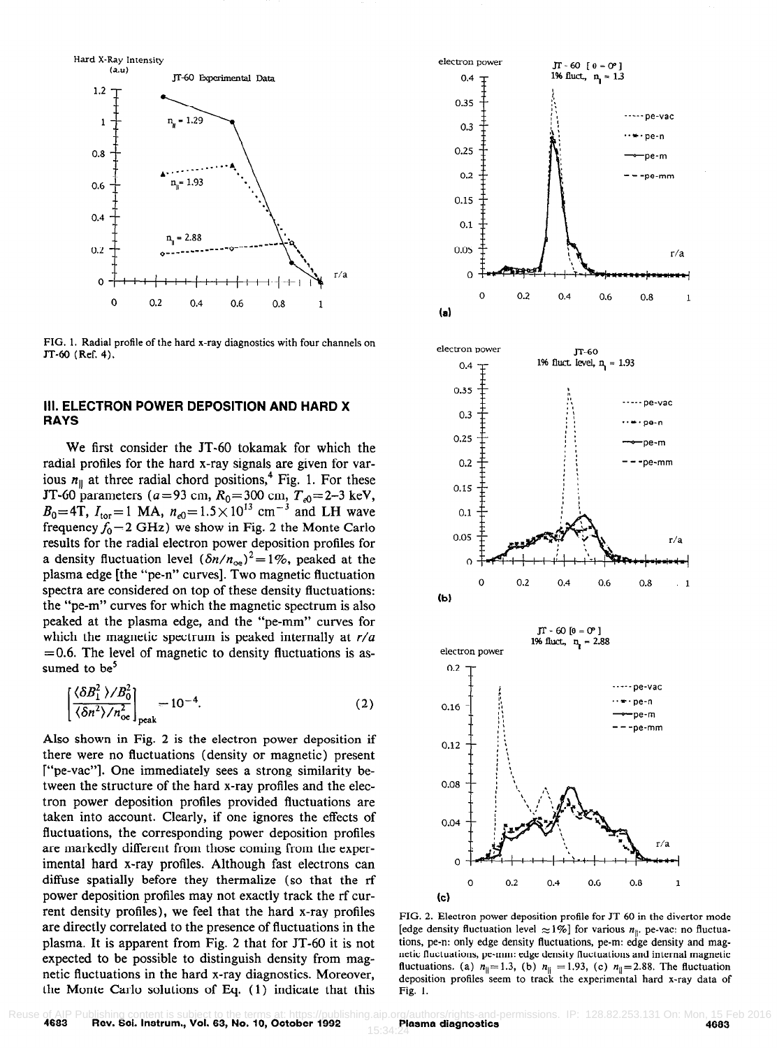FIG. 1. Radial profile of the hard x-ray diagnostics with four channels on JT-60 (Ref. 4).

## III. ELECTRON POWER DEPOSITION AND HARD X RAYS

We first consider the JT-60 tokamak for which the radial profiles for the hard x-ray signals are given for various $n_{\|}$ at three radial chord positions,[4] Fig. 1. For these JT-60 parameters ($a=93$ cm, $R_0=300$ cm, $T_{e0}=2$–$3$ keV, $B_0=4$T, $I_{tor}=1$ MA, $n_{e0}=1.5\times10^{13}$ cm$^{-3}$ and LH wave frequency $f_0=2$ GHz) we show in Fig. 2 the Monte Carlo results for the radial electron power deposition profiles for a density fluctuation level $(\delta n/n_{oe})^2=1\%$, peaked at the plasma edge [the "pe-n" curves]. Two magnetic fluctuation spectra are considered on top of these density fluctuations: the "pe-m" curves for which the magnetic spectrum is also peaked at the plasma edge, and the "pe-mm" curves for which the magnetic spectrum is peaked internally at $r/a=0.6$. The level of magnetic to density fluctuations is assumed to be[5]

$$\left[\frac{\langle\delta B_\perp^2\rangle/B_0^2}{\langle\delta n^2\rangle/n_{oe}^2}\right]_{\rm peak}=10^{-4}. \qquad (2)$$

Also shown in Fig. 2 is the electron power deposition if there were no fluctuations (density or magnetic) present ["pe-vac"]. One immediately sees a strong similarity between the structure of the hard x-ray profiles and the electron power deposition profiles provided fluctuations are taken into account. Clearly, if one ignores the effects of fluctuations, the corresponding power deposition profiles are markedly different from those coming from the experimental hard x-ray profiles. Although fast electrons can diffuse spatially before they thermalize (so that the rf power deposition profiles may not exactly track the rf current density profiles), we feel that the hard x-ray profiles are directly correlated to the presence of fluctuations in the plasma. It is apparent from Fig. 2 that for JT-60 it is not expected to be possible to distinguish density from magnetic fluctuations in the hard x-ray diagnostics. Moreover, the Monte Carlo solutions of Eq. (1) indicate that this

FIG. 2. Electron power deposition profile for JT 60 in the divertor mode [edge density fluctuation level $\approx1\%$] for various $n_{\|}$. pe-vac: no fluctuations, pe-n: only edge density fluctuations, pe-m: edge density and magnetic fluctuations, pe-mm: edge density fluctuations and internal magnetic fluctuations. (a) $n_{\|}=1.3$, (b) $n_{\|}=1.93$, (c) $n_{\|}=2.88$. The fluctuation deposition profiles seem to track the experimental hard x-ray data of Fig. 1.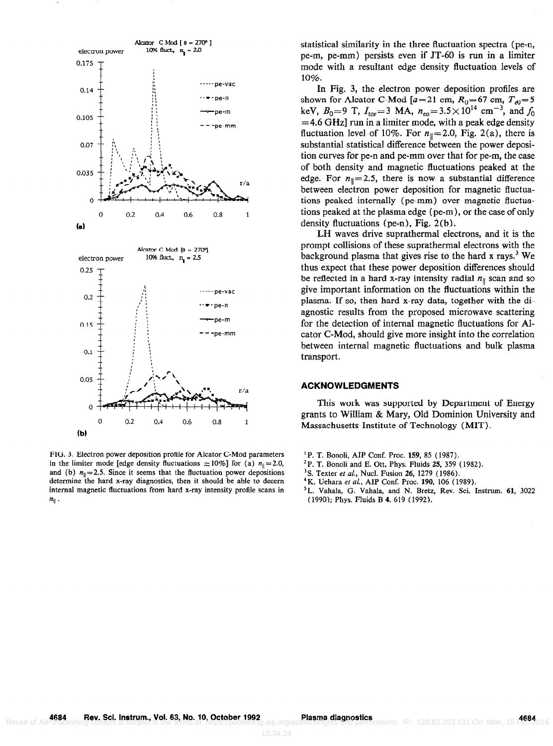Alcator C Mod [ θ = 270° ]
electron power
10% fluct, $n_\parallel$ = 2.0

0.175
0.14
0.105
0.07
0.035
0

pe-vac
pe-n
pe-m
pe-mm

r/a

0 0.2 0.4 0.6 0.8 1

(a)

Alcator C Mod [θ = 270°]
electron power
10% fluct, $n_\parallel$ = 2.5

0.25
0.2
0.15
0.1
0.05
0

pe-vac
pe-n
pe-m
pe-mm

r/a

0 0.2 0.4 0.6 0.8 1

(b)

FIG. 3. Electron power deposition profile for Alcator C-Mod parameters in the limiter mode [edge density fluctuations $\approx 10\%$] for (a) $n_\parallel = 2.0$, and (b) $n_\parallel = 2.5$. Since it seems that the fluctuation power depositions determine the hard x-ray diagnostics, then it should be able to decern internal magnetic fluctuations from hard x-ray intensity profile scans in $n_\parallel$.

statistical similarity in the three fluctuation spectra (pe-n, pe-m, pe-mm) persists even if JT-60 is run in a limiter mode with a resultant edge density fluctuation levels of 10%.

In Fig. 3, the electron power deposition profiles are shown for Alcator C-Mod [$a=21$ cm, $R_0=67$ cm, $T_{e0}=5$ keV, $B_0=9$ T, $I_{tor}=3$ MA, $n_{e0}=3.5\times 10^{14}$ cm$^{-3}$, and $f_0=4.6$ GHz] run in a limiter mode, with a peak edge density fluctuation level of 10%. For $n_\parallel=2.0$, Fig. 2(a), there is substantial statistical difference between the power deposition curves for pe-n and pe-mm over that for pe-m, the case of both density and magnetic fluctuations peaked at the edge. For $n_\parallel=2.5$, there is now a substantial difference between electron power deposition for magnetic fluctuations peaked internally (pe-mm) over magnetic fluctuations peaked at the plasma edge (pe-m), or the case of only density fluctuations (pe-n), Fig. 2(b).

LH waves drive suprathermal electrons, and it is the prompt collisions of these suprathermal electrons with the background plasma that gives rise to the hard x rays.[3] We thus expect that these power deposition differences should be reflected in a hard x-ray intensity radial $n_\parallel$ scan and so give important information on the fluctuations within the plasma. If so, then hard x-ray data, together with the diagnostic results from the proposed microwave scattering for the detection of internal magnetic fluctuations for Alcator C-Mod, should give more insight into the correlation between internal magnetic fluctuations and bulk plasma transport.

## ACKNOWLEDGMENTS

This work was supported by Department of Energy grants to William & Mary, Old Dominion University and Massachusetts Institute of Technology (MIT).

[1] P. T. Bonoli, AIP Conf. Proc. **159**, 85 (1987).
[2] P. T. Bonoli and E. Ott, Phys. Fluids **25**, 359 (1982).
[3] S. Texter *et al.*, Nucl. Fusion **26**, 1279 (1986).
[4] K. Uehara *et al.*, AIP Conf. Proc. **190**, 106 (1989).
[5] L. Vahala, G. Vahala, and N. Bretz, Rev. Sci. Instrum. **61**, 3022 (1990); Phys. Fluids B **4**, 619 (1992).